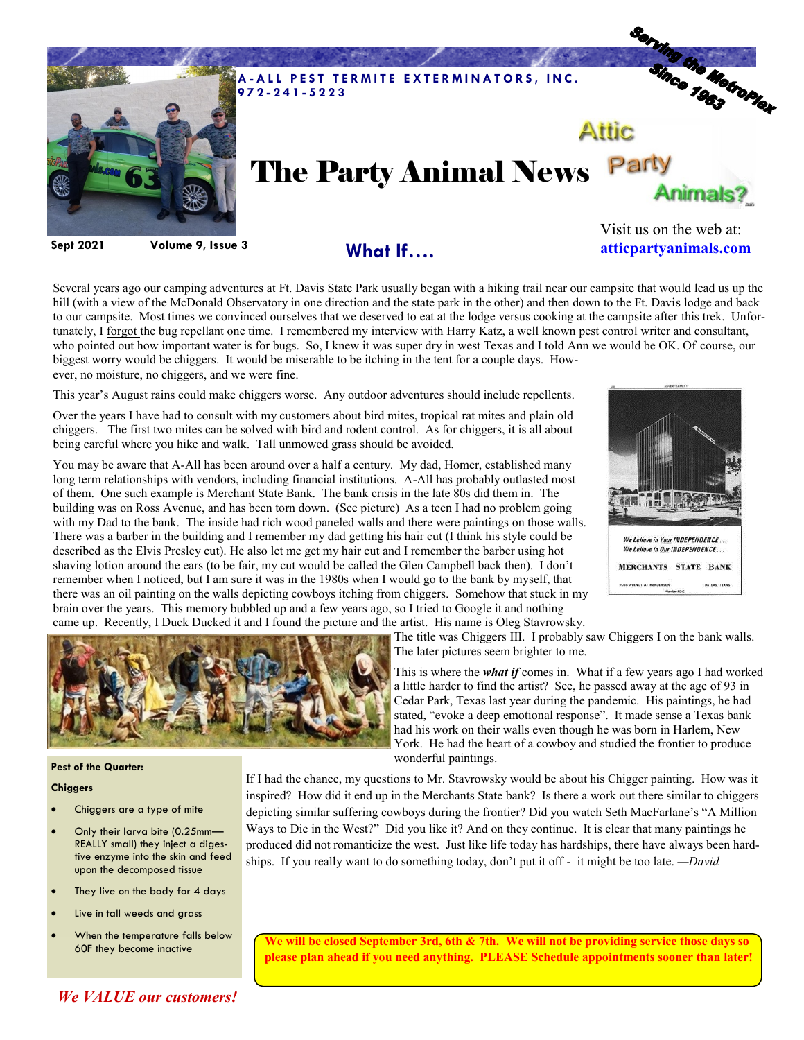**A-ALL PEST TERMITE EXTERMINATORS, INC.**
**972-241-5223**

Serving the MetroPlex Since 1963

# The Party Animal News

Attic Party Animals?

Sept 2021 Volume 9, Issue 3

Visit us on the web at: **atticpartyanimals.com**

## What If….

Several years ago our camping adventures at Ft. Davis State Park usually began with a hiking trail near our campsite that would lead us up the hill (with a view of the McDonald Observatory in one direction and the state park in the other) and then down to the Ft. Davis lodge and back to our campsite. Most times we convinced ourselves that we deserved to eat at the lodge versus cooking at the campsite after this trek. Unfortunately, I forgot the bug repellant one time. I remembered my interview with Harry Katz, a well known pest control writer and consultant, who pointed out how important water is for bugs. So, I knew it was super dry in west Texas and I told Ann we would be OK. Of course, our biggest worry would be chiggers. It would be miserable to be itching in the tent for a couple days. However, no moisture, no chiggers, and we were fine.

This year's August rains could make chiggers worse. Any outdoor adventures should include repellents.

Over the years I have had to consult with my customers about bird mites, tropical rat mites and plain old chiggers. The first two mites can be solved with bird and rodent control. As for chiggers, it is all about being careful where you hike and walk. Tall unmowed grass should be avoided.

You may be aware that A-All has been around over a half a century. My dad, Homer, established many long term relationships with vendors, including financial institutions. A-All has probably outlasted most of them. One such example is Merchant State Bank. The bank crisis in the late 80s did them in. The building was on Ross Avenue, and has been torn down. (See picture) As a teen I had no problem going with my Dad to the bank. The inside had rich wood paneled walls and there were paintings on those walls. There was a barber in the building and I remember my dad getting his hair cut (I think his style could be described as the Elvis Presley cut). He also let me get my hair cut and I remember the barber using hot shaving lotion around the ears (to be fair, my cut would be called the Glen Campbell back then). I don't remember when I noticed, but I am sure it was in the 1980s when I would go to the bank by myself, that there was an oil painting on the walls depicting cowboys itching from chiggers. Somehow that stuck in my brain over the years. This memory bubbled up and a few years ago, so I tried to Google it and nothing came up. Recently, I Duck Ducked it and I found the picture and the artist. His name is Oleg Stavrowsky.

*We believe in Your INDEPENDENCE…*
*We believe in Our INDEPENDENCE…*
MERCHANTS STATE BANK
ROSS AVENUE AT HENDERSON DALLAS, TEXAS

The title was Chiggers III. I probably saw Chiggers I on the bank walls. The later pictures seem brighter to me.

This is where the ***what if*** comes in. What if a few years ago I had worked a little harder to find the artist? See, he passed away at the age of 93 in Cedar Park, Texas last year during the pandemic. His paintings, he had stated, "evoke a deep emotional response". It made sense a Texas bank had his work on their walls even though he was born in Harlem, New York. He had the heart of a cowboy and studied the frontier to produce wonderful paintings.

If I had the chance, my questions to Mr. Stavrowsky would be about his Chigger painting. How was it inspired? How did it end up in the Merchants State bank? Is there a work out there similar to chiggers depicting similar suffering cowboys during the frontier? Did you watch Seth MacFarlane's "A Million Ways to Die in the West?" Did you like it? And on they continue. It is clear that many paintings he produced did not romanticize the west. Just like life today has hardships, there have always been hardships. If you really want to do something today, don't put it off - it might be too late. *—David*

**Pest of the Quarter:**

**Chiggers**

- Chiggers are a type of mite
- Only their larva bite (0.25mm—REALLY small) they inject a digestive enzyme into the skin and feed upon the decomposed tissue
- They live on the body for 4 days
- Live in tall weeds and grass
- When the temperature falls below 60F they become inactive

**We will be closed September 3rd, 6th & 7th. We will not be providing service those days so please plan ahead if you need anything. PLEASE Schedule appointments sooner than later!**

*We VALUE our customers!*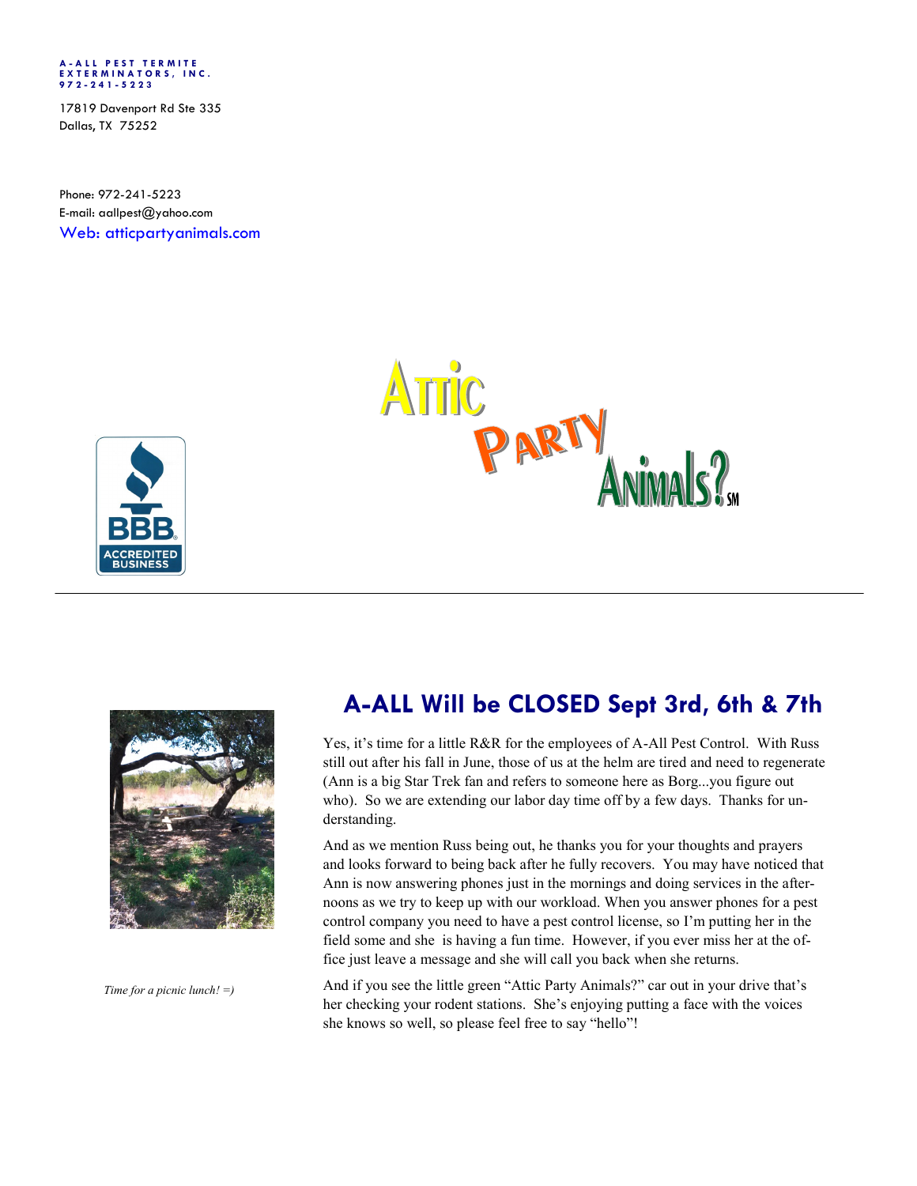**A-ALL PEST TERMITE EXTERMINATORS, INC.**
**972-241-5223**

17819 Davenport Rd Ste 335
Dallas, TX 75252

Phone: 972-241-5223
E-mail: aallpest@yahoo.com
Web: atticpartyanimals.com

Attic Party Animals?℠

## A-ALL Will be CLOSED Sept 3rd, 6th & 7th

Yes, it's time for a little R&R for the employees of A-All Pest Control. With Russ still out after his fall in June, those of us at the helm are tired and need to regenerate (Ann is a big Star Trek fan and refers to someone here as Borg...you figure out who). So we are extending our labor day time off by a few days. Thanks for understanding.

And as we mention Russ being out, he thanks you for your thoughts and prayers and looks forward to being back after he fully recovers. You may have noticed that Ann is now answering phones just in the mornings and doing services in the afternoons as we try to keep up with our workload. When you answer phones for a pest control company you need to have a pest control license, so I'm putting her in the field some and she is having a fun time. However, if you ever miss her at the office just leave a message and she will call you back when she returns.

And if you see the little green "Attic Party Animals?" car out in your drive that's her checking your rodent stations. She's enjoying putting a face with the voices she knows so well, so please feel free to say "hello"!

*Time for a picnic lunch! =)*